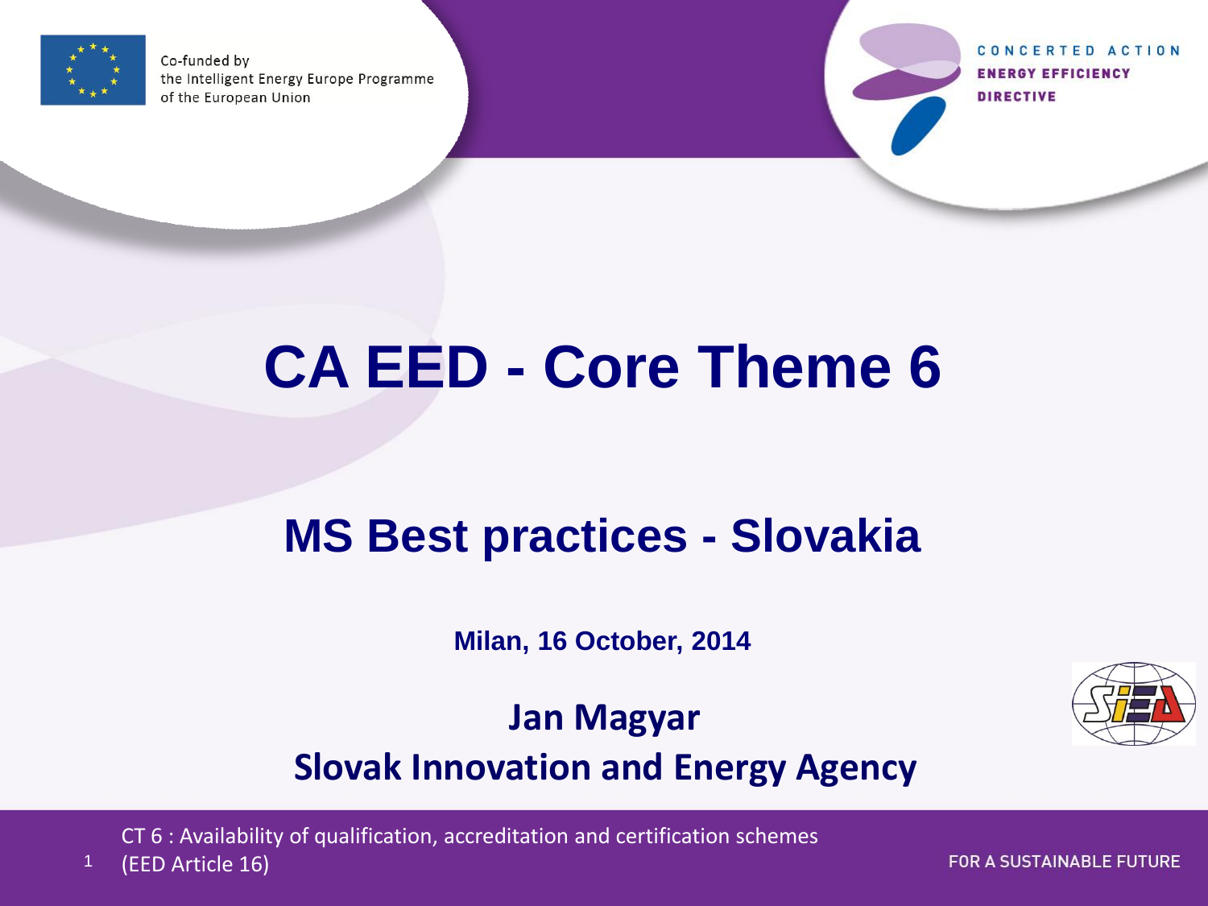Co-funded by the Intelligent Energy Europe Programme of the European Union

CONCERTED ACTION ENERGY EFFICIENCY DIRECTIVE

# CA EED - Core Theme 6

## MS Best practices - Slovakia

**Milan, 16 October, 2014**

**Jan Magyar**
**Slovak Innovation and Energy Agency**

CT 6 : Availability of qualification, accreditation and certification schemes (EED Article 16)

FOR A SUSTAINABLE FUTURE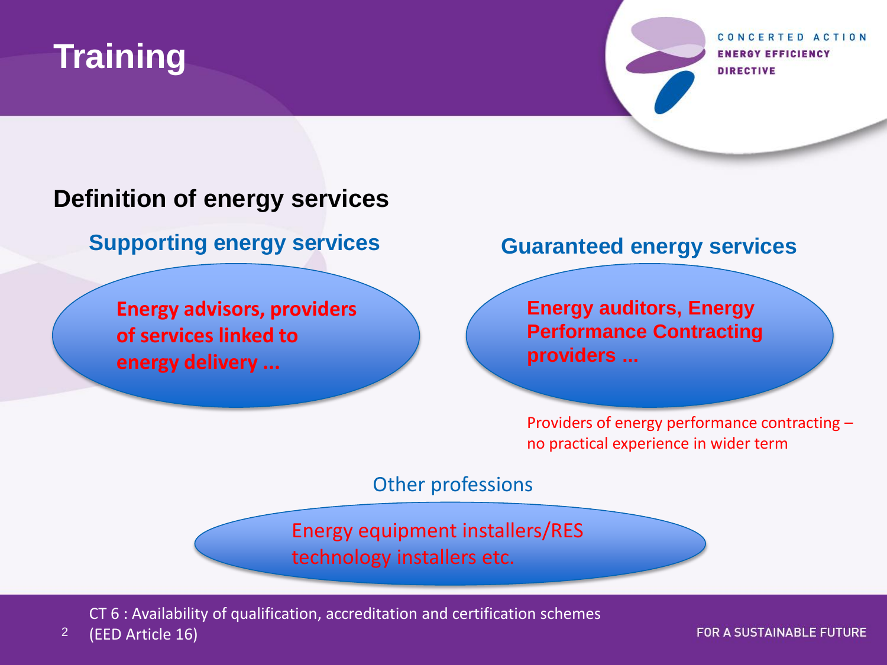# Training

## Definition of energy services

### Supporting energy services

**Energy advisors, providers of services linked to energy delivery ...**

### Guaranteed energy services

**Energy auditors, Energy Performance Contracting providers ...**

Providers of energy performance contracting – no practical experience in wider term

### Other professions

Energy equipment installers/RES technology installers etc.

CT 6 : Availability of qualification, accreditation and certification schemes (EED Article 16)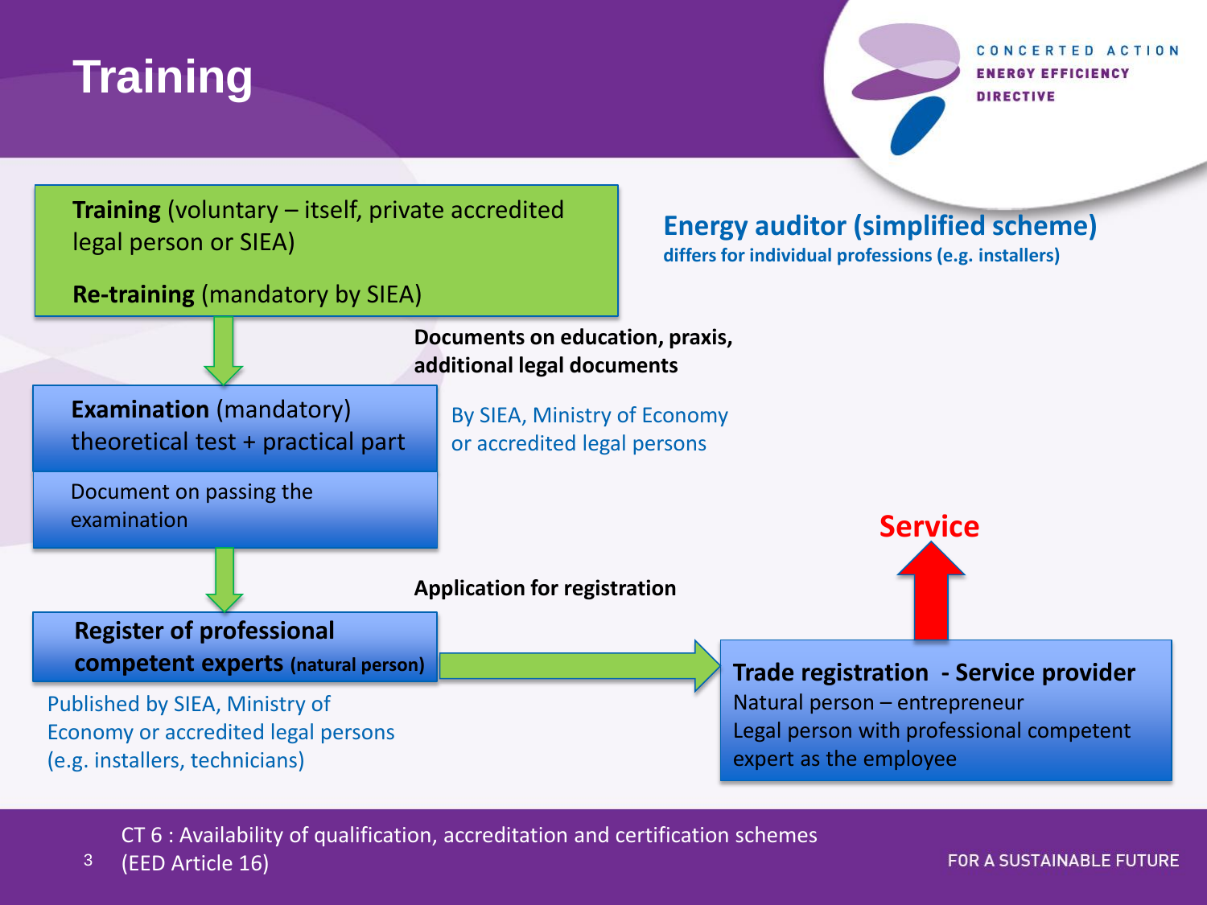# Training

**Energy auditor (simplified scheme)**
**differs for individual professions (e.g. installers)**

**Training** (voluntary – itself, private accredited legal person or SIEA)

**Re-training** (mandatory by SIEA)

**Documents on education, praxis, additional legal documents**

**Examination** (mandatory)
theoretical test + practical part

By SIEA, Ministry of Economy or accredited legal persons

Document on passing the examination

**Application for registration**

**Register of professional competent experts (natural person)**

Published by SIEA, Ministry of Economy or accredited legal persons (e.g. installers, technicians)

**Trade registration - Service provider**
Natural person – entrepreneur
Legal person with professional competent expert as the employee

**Service**

CT 6 : Availability of qualification, accreditation and certification schemes (EED Article 16)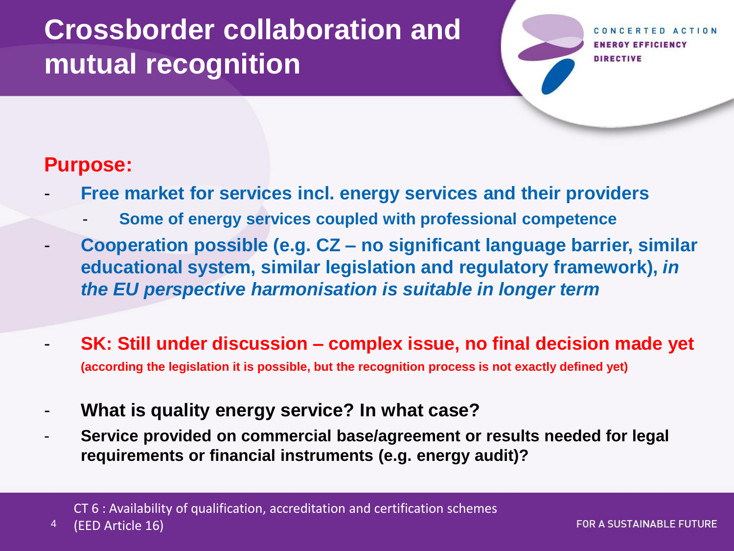# Crossborder collaboration and mutual recognition

**Purpose:**

- **Free market for services incl. energy services and their providers**
  - **Some of energy services coupled with professional competence**
- **Cooperation possible (e.g. CZ – no significant language barrier, similar educational system, similar legislation and regulatory framework),** ***in the EU perspective harmonisation is suitable in longer term***

- **SK: Still under discussion – complex issue, no final decision made yet** **(according the legislation it is possible, but the recognition process is not exactly defined yet)**

- **What is quality energy service? In what case?**
- **Service provided on commercial base/agreement or results needed for legal requirements or financial instruments (e.g. energy audit)?**

CT 6 : Availability of qualification, accreditation and certification schemes (EED Article 16)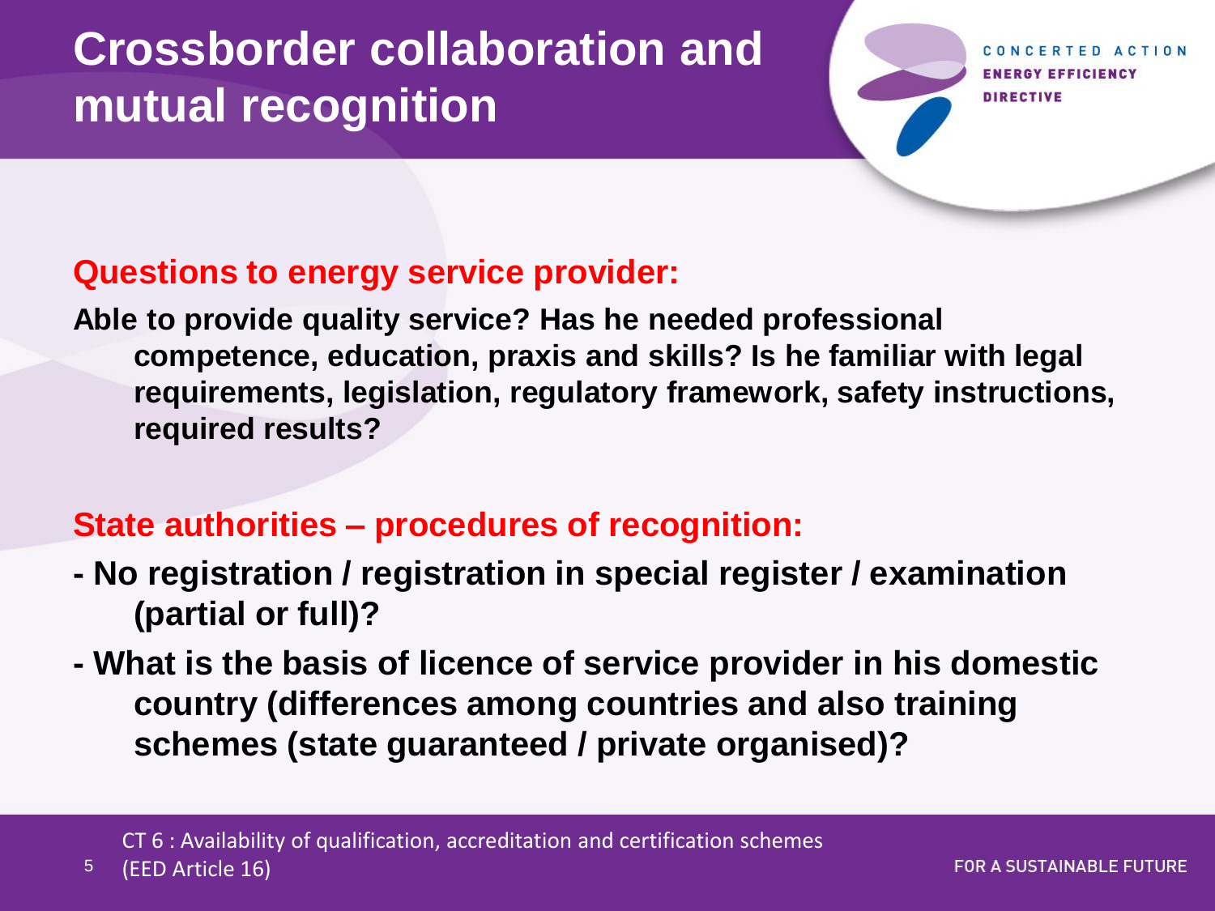# Crossborder collaboration and mutual recognition

## Questions to energy service provider:

**Able to provide quality service? Has he needed professional competence, education, praxis and skills? Is he familiar with legal requirements, legislation, regulatory framework, safety instructions, required results?**

## State authorities – procedures of recognition:

- **No registration / registration in special register / examination (partial or full)?**
- **What is the basis of licence of service provider in his domestic country (differences among countries and also training schemes (state guaranteed / private organised)?**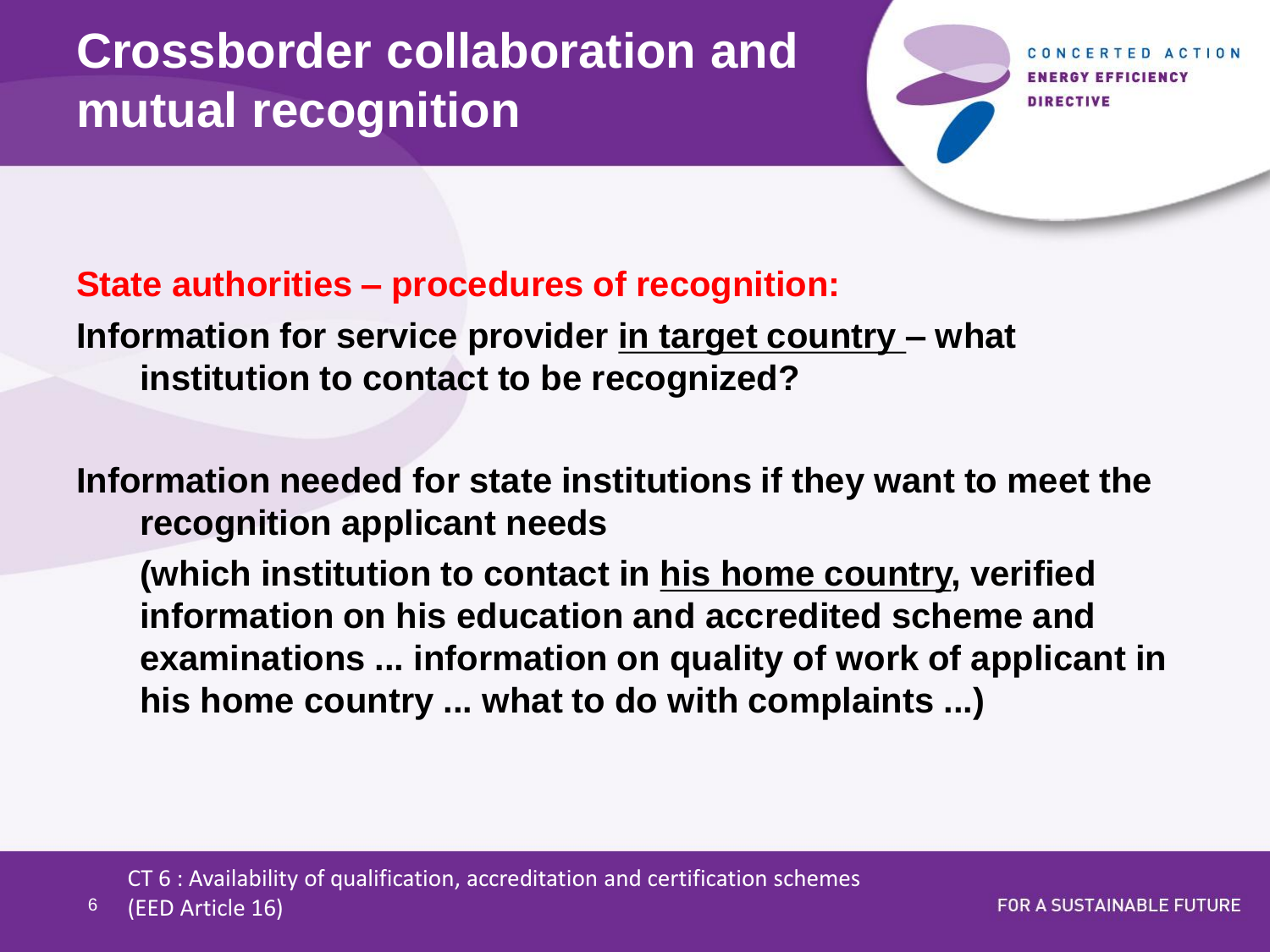# Crossborder collaboration and mutual recognition

**State authorities – procedures of recognition:**

**Information for service provider in target country – what institution to contact to be recognized?**

**Information needed for state institutions if they want to meet the recognition applicant needs**

**(which institution to contact in his home country, verified information on his education and accredited scheme and examinations ... information on quality of work of applicant in his home country ... what to do with complaints ...)**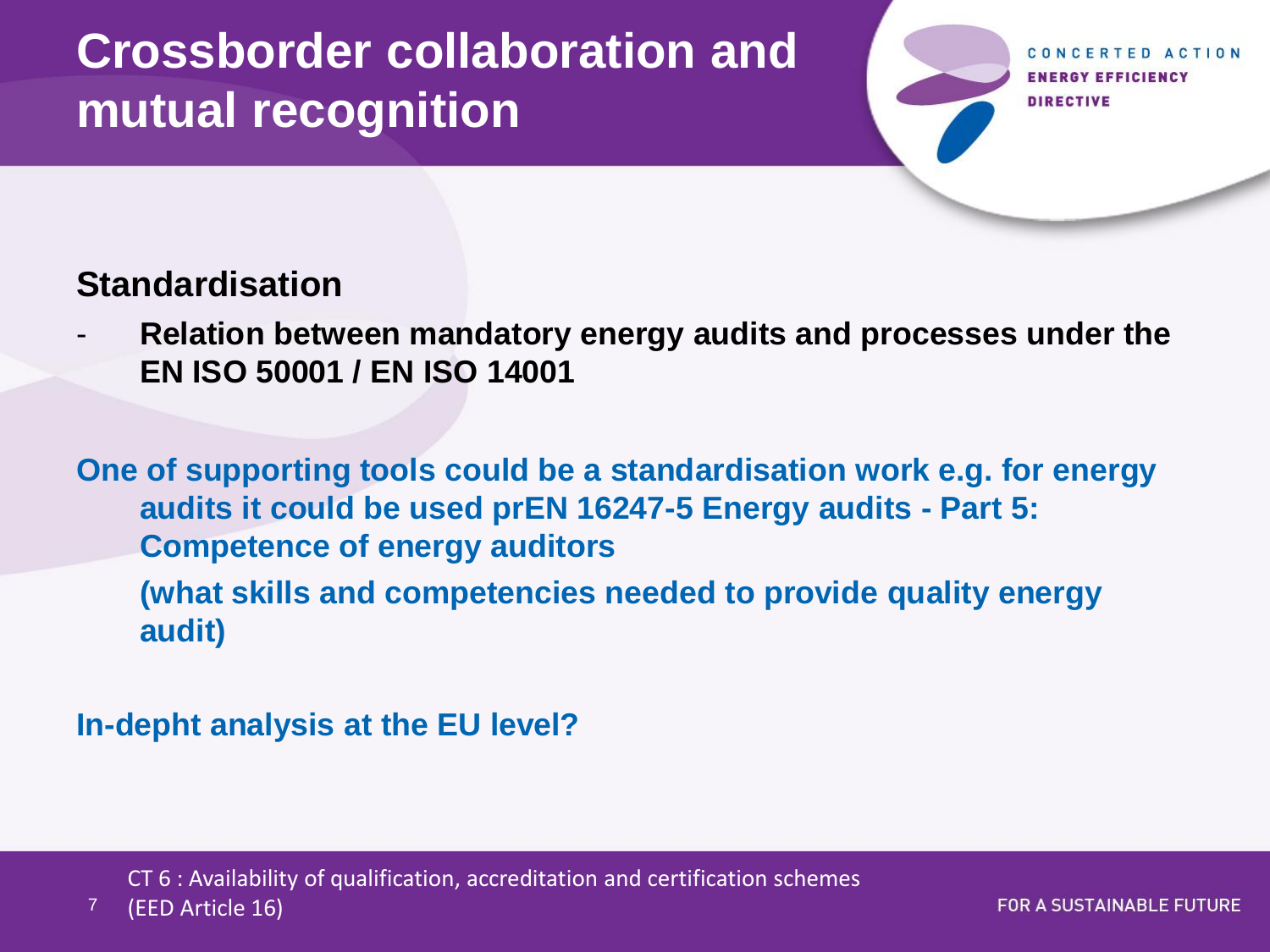# Crossborder collaboration and mutual recognition

## Standardisation

- **Relation between mandatory energy audits and processes under the EN ISO 50001 / EN ISO 14001**

**One of supporting tools could be a standardisation work e.g. for energy audits it could be used prEN 16247-5 Energy audits - Part 5: Competence of energy auditors**

**(what skills and competencies needed to provide quality energy audit)**

**In-depht analysis at the EU level?**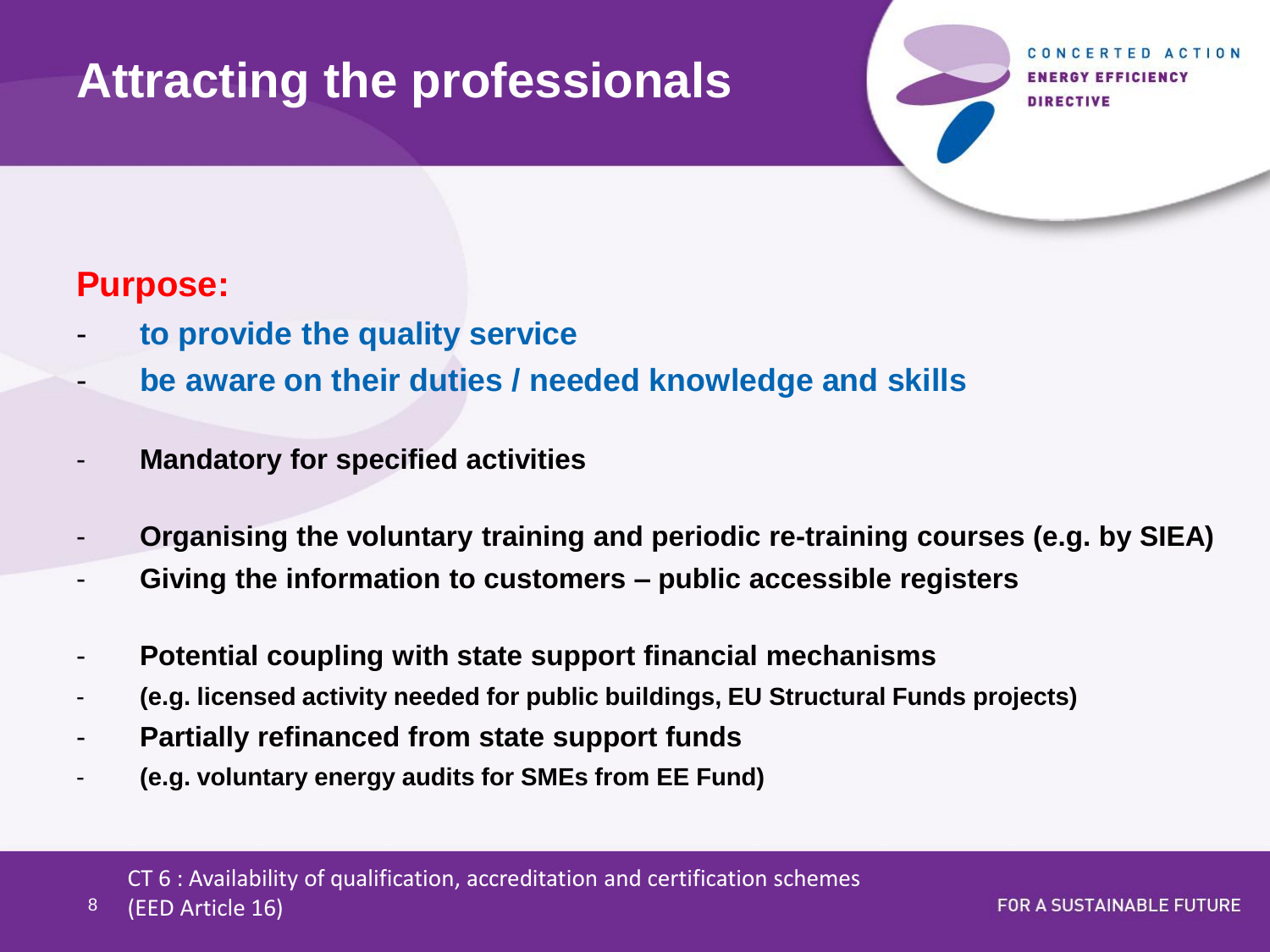# Attracting the professionals

**Purpose:**

- **to provide the quality service**
- **be aware on their duties / needed knowledge and skills**

- **Mandatory for specified activities**

- **Organising the voluntary training and periodic re-training courses (e.g. by SIEA)**
- **Giving the information to customers – public accessible registers**

- **Potential coupling with state support financial mechanisms**
- **(e.g. licensed activity needed for public buildings, EU Structural Funds projects)**
- **Partially refinanced from state support funds**
- **(e.g. voluntary energy audits for SMEs from EE Fund)**

CT 6 : Availability of qualification, accreditation and certification schemes (EED Article 16)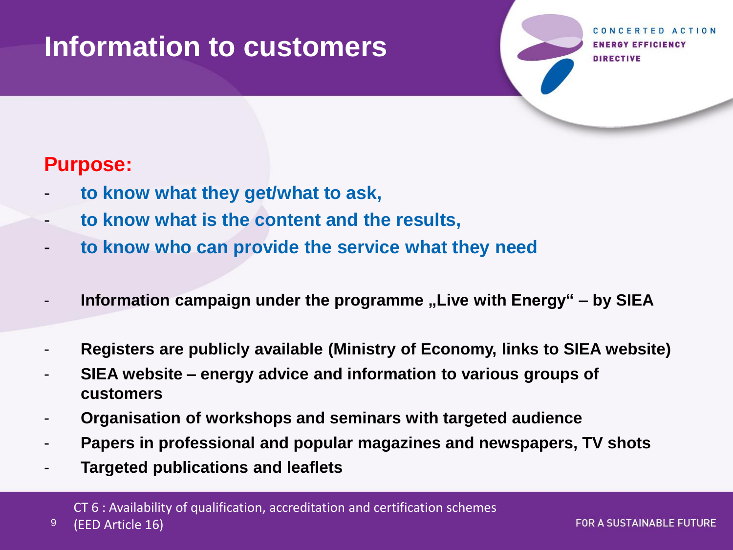# Information to customers

**Purpose:**

- **to know what they get/what to ask,**
- **to know what is the content and the results,**
- **to know who can provide the service what they need**

- **Information campaign under the programme „Live with Energy" – by SIEA**

- **Registers are publicly available (Ministry of Economy, links to SIEA website)**
- **SIEA website – energy advice and information to various groups of customers**
- **Organisation of workshops and seminars with targeted audience**
- **Papers in professional and popular magazines and newspapers, TV shots**
- **Targeted publications and leaflets**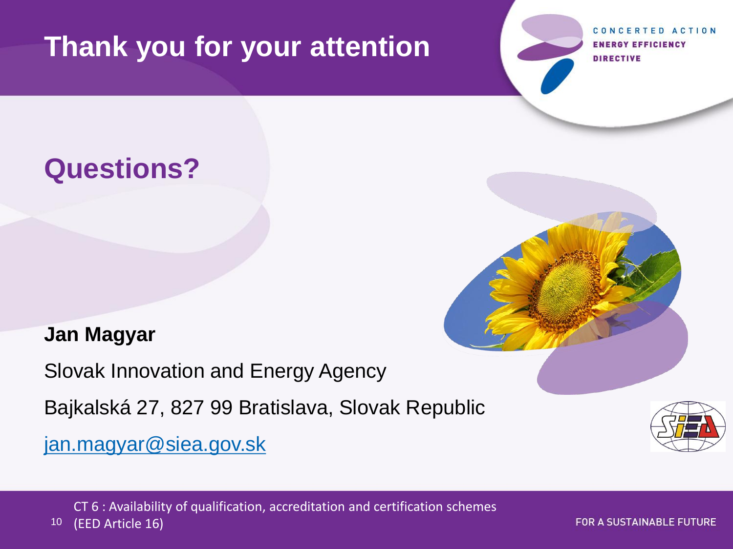# Thank you for your attention

CONCERTED ACTION
ENERGY EFFICIENCY
DIRECTIVE

## Questions?

**Jan Magyar**

Slovak Innovation and Energy Agency

Bajkalská 27, 827 99 Bratislava, Slovak Republic

jan.magyar@siea.gov.sk

CT 6 : Availability of qualification, accreditation and certification schemes (EED Article 16)

FOR A SUSTAINABLE FUTURE